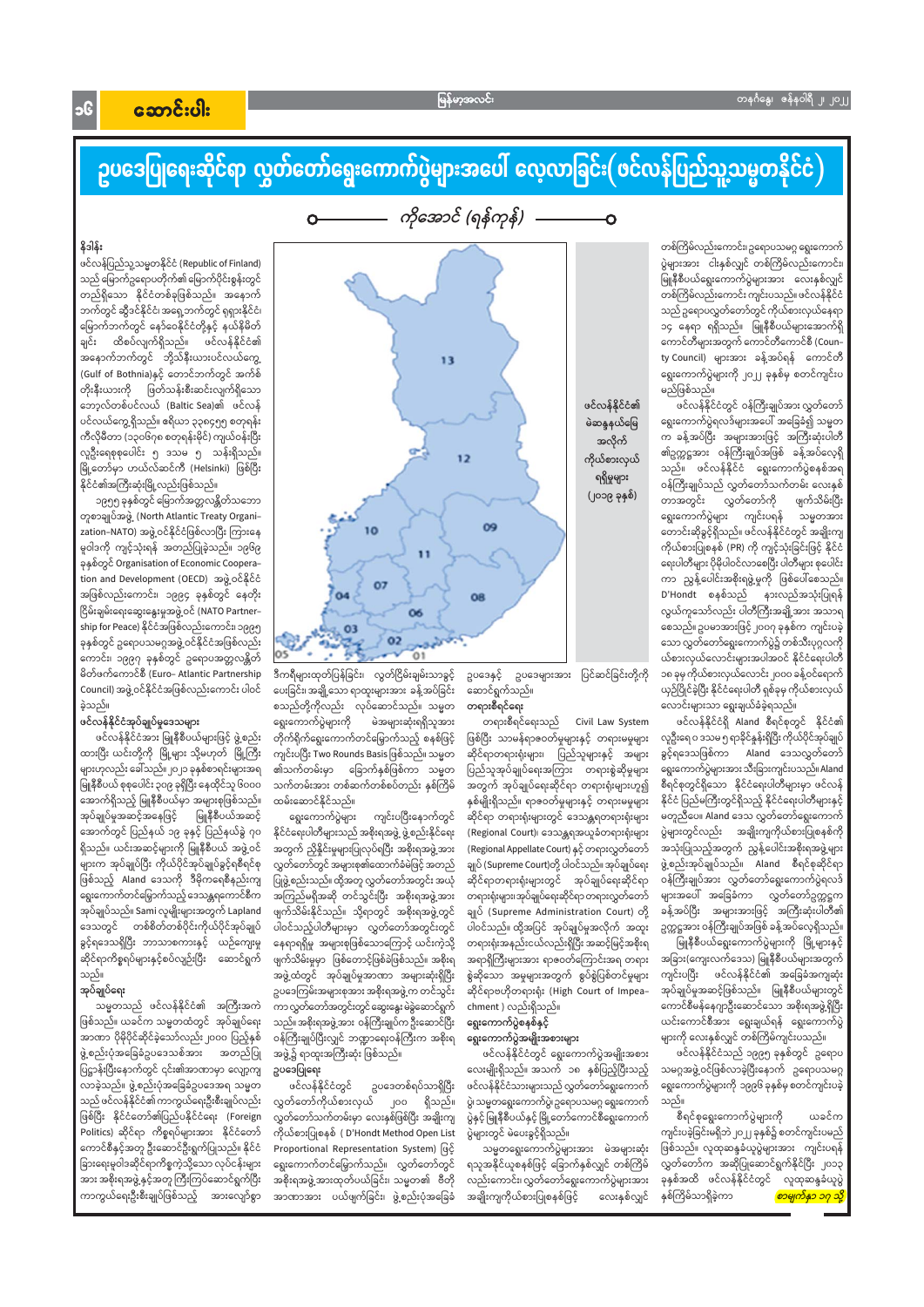# ဥပဒေပြုရေးဆိုင်ရာ လွှတ်တော်ရွေးကောက်ပွဲများအပေါ် လေ့လာခြင်း(ဖင်လန်ပြည်သူ့သမ္မတနိုင်ငံ)

*ကိုအောင် (ရန်ကုန်)*

### နိဒါန်း

ဖင်လန်ပြည်သူ့သမ္မတနိုင်ငံ (Republic of Finland) သည် မြောက်ဥရောပတိုက်၏ မြောက်ပိုင်းစွန်းတွင် တည်ရှိသော နိုင်ငံတစ်ခုဖြစ်သည်။ အနောက်ဘက်တွင် ဆွီဒင်နိုင်ငံ၊ အရှေ့ဘက်တွင် ရုရှားနိုင်ငံ၊ မြောက်ဘက်တွင် နော်ဝေနိုင်ငံတို့နှင့် နယ်နိမိတ်ချင်း ထိစပ်လျက်ရှိသည်။ ဖင်လန်နိုင်ငံ၏ အနောက်ဘက်တွင် ဘို့သ်နီးယားပင်လယ်ကွေ့ (Gulf of Bothnia)နှင့် တောင်ဘက်တွင် အက်စ်တိုးနီးယားကို ဖြတ်သန်းစီးဆင်းလျက်ရှိသော ဘောလ်တစ်ပင်လယ် (Baltic Sea)၏ ဖင်လန်ပင်လယ်ကွေ့ရှိသည်။ ဧရိယာ ၃၃၈၄၅၅ စတုရန်းကီလိုမီတာ (၁၃၀၆၇၈ စတုရန်းမိုင်) ကျယ်ဝန်းပြီး လူဦးရေစုစုပေါင်း ၅ သန်း ၅ သန်းရှိသည်။ မြို့တော်မှာ ဟယ်လ်ဆင်ကီ (Helsinki) ဖြစ်ပြီး နိုင်ငံ၏အကြီးဆုံးမြို့လည်းဖြစ်သည်။

၁၉၅၅ ခုနှစ်တွင် မြောက်အတ္တလန္တိတ်သဘောတူစာချုပ်အဖွဲ့ (North Atlantic Treaty Organization–NATO) အဖွဲ့ဝင်နိုင်ငံဖြစ်လာပြီး ကြားနေမူဝါဒကို ကျင့်သုံးရန် အတည်ပြုခဲ့သည်။ ၁၉၆၉ ခုနှစ်တွင် Organisation of Economic Cooperation and Development (OECD) အဖွဲ့ဝင်နိုင်ငံ အဖြစ်လည်းကောင်း၊ ၁၉၉၄ ခုနှစ်တွင် နေတိုငြိမ်းချမ်းရေးဆွေးနွေးမှုအဖွဲ့ဝင် (NATO Partnership for Peace) နိုင်ငံအဖြစ်လည်းကောင်း၊ ၁၉၉၅ ခုနှစ်တွင် ဥရောပသမဂ္ဂအဖွဲ့ဝင်နိုင်ငံအဖြစ်လည်းကောင်း၊ ၁၉၉၇ ခုနှစ်တွင် ဥရောပအတ္တလန္တိတ်မိတ်ဖက်ကောင်စီ (Euro- Atlantic Partnership Council) အဖွဲ့ဝင်နိုင်ငံအဖြစ်လည်းကောင်း ပါဝင်ခဲ့သည်။

### ဖင်လန်နိုင်ငံအုပ်ချုပ်မှုဒေသများ

ဖင်လန်နိုင်ငံအား မြူနီစီပယ်များဖြင့် ဖွဲ့စည်းထားပြီး ယင်းတို့ကို မြို့များ သို့မဟုတ် မြို့ကြီးများဟုလည်း ခေါ်သည်။ ၂၀၂၁ ခုနှစ်စာရင်းများအရ မြူနီစီပယ် စုစုပေါင်း ၃၀၉ ခုရှိပြီး နေထိုင်သူ ၆၀၀၀ အောက်ရှိသည့် မြူနီစီပယ်မှာ အများဆုံးဖြစ်သည်။ အုပ်ချုပ်မှုအဆင့်အနေဖြင့် မြူနီစီပယ်အဆင့်အောက်တွင် ပြည်နယ် ၁၉ ခုနှင့် ပြည်နယ်ခွဲ ၇၀ ရှိသည်။ ယင်းအဆင့်များကို မြူနီစီပယ် အဖွဲ့ဝင်များက အုပ်ချုပ်ပြီး ကိုယ်ပိုင်အုပ်ချုပ်ခွင့်ရစီရင်စုဖြစ်သည့် Aland ဒေသကို ဒီမိုကရေစီနည်းကျ ရွေးကောက်တင်မြှောက်သည့် ဒေသန္တရကောင်စီက အုပ်ချုပ်သည်။ Sami လူမျိုးများအတွက် Lapland ဒေသတွင် တစ်စိတ်တစ်ပိုင်းကိုယ်ပိုင်အုပ်ချုပ်ခွင့်ဒေသရှိပြီး ဘာသာစကားနှင့် ယဉ်ကျေးမှုဆိုင်ရာကိစ္စရပ်များနှင့်စပ်လျဉ်းပြီး ဆောင်ရွက်သည်။

### အုပ်ချုပ်ရေး

သမ္မတသည် ဖင်လန်နိုင်ငံ၏ အကြီးအကဲဖြစ်သည်။ ယခင်က သမ္မတထံတွင် အုပ်ချုပ်ရေးအာဏာ ပိုမိုပိုင်ဆိုင်ခဲ့သော်လည်း ၂၀၀၀ ပြည့်နှစ် ဖွဲ့စည်းပုံအခြေခံဥပဒေသစ်အား အတည်ပြုပြဋ္ဌာန်းပြီးနောက်တွင် ၎င်း၏အာဏာမှာ လျော့ကျလာခဲ့သည်။ ဖွဲ့စည်းပုံအခြေခံဥပဒေအရ သမ္မတသည် ဖင်လန်နိုင်ငံ၏ ကာကွယ်ရေးဦးစီးချုပ်လည်း ဖြစ်ပြီး နိုင်ငံတော်၏ပြည်ပနိုင်ငံရေး (Foreign Politics) ဆိုင်ရာ ကိစ္စရပ်များတွင် နိုင်ငံတော်ကောင်စီနှင့်အတူ ဦးဆောင်ဦးရွက်ပြုသည်။ နိုင်ငံခြားရေးမူဝါဒဆိုင်ရာကိစ္စရပ်ဆိုင်ရာ လုပ်ငန်းများအား အစိုးရအဖွဲ့နှင့်အတူ ကြီးကြပ်ဆောင်ရွက်ပြီး ကာကွယ်ရေးဦးစီးချုပ်ဖြစ်သည့် အားလျော်စွာ ဒီကရီများထုတ်ပြန်ခြင်း၊ လွှတ်ငြိမ်းချမ်းသာခွင့်ပေးခြင်း၊ အချို့သော ရာထူးများအား ခန့်အပ်ခြင်းစသည်တို့ကိုလည်း လုပ်ဆောင်သည်။ သမ္မတရွေးကောက်ပွဲများကို မဲအများဆုံးရရှိသူအား ကျင်းပပြီး Two Rounds Basis ဖြစ်သည်။ သမ္မတ၏သက်တမ်းမှာ ခြောက်နှစ်ဖြစ်ကာ သမ္မတသက်တမ်းအား တစ်ဆက်တစ်စပ်တည်း နှစ်ကြိမ်ထမ်းဆောင်နိုင်သည်။

ရွေးကောက်ပွဲများ ကျင်းပပြီးနောက်တွင် နိုင်ငံရေးပါတီများသည် အစိုးရအဖွဲ့ ဖွဲ့စည်းနိုင်ရေးအတွက် ညှိနှိုင်းမှုများပြုလုပ်ရပြီး အစိုးရအဖွဲ့အားလွှတ်တော်တွင် အများစုမဲထောက်ခံမဲဖြင့် အတည်ပြုဖွဲ့စည်းသည်။ ထို့အတွက် လွှတ်တော်အတွင်း အလုပ်ကြည့်မရှိမှုအဆို တင်သွင်းပြီး အစိုးရအဖွဲ့အား ဖျက်သိမ်းနိုင်သည်။ သို့ရာတွင် အစိုးရအဖွဲ့တွင် ပါဝင်သည့်ပါတီများက လွှတ်တော်အတွင်းတွင် နေရာရရှိမှု အများစုဖြစ်သောကြောင့် ယင်းကဲ့သို့ ဖျက်သိမ်းမှုများ ဖြစ်တောင်ဖြစ်ခဲဖြစ်သည်။ အစိုးရအဖွဲ့ထဲတွင် အုပ်ချုပ်မှုအာဏာ အများဆုံးရှိပြီး ဥပဒေကြမ်းအများစုအား အစိုးရအဖွဲ့က တင်သွင်းသည်။ အစိုးရအဖွဲ့အား ဝန်ကြီးချုပ်က ဦးဆောင်ပြီး ဝန်ကြီးချုပ်ပြီးလျှင် ဘဏ္ဍာရေးဝန်ကြီးက အစိုးရအဖွဲ့၌ ရာထူးအကြီးဆုံး ဖြစ်သည်။

### ဥပဒေပြုရေး

ဖင်လန်နိုင်ငံတွင် ဥပဒေတစ်ရပ်သာရှိပြီး လွှတ်တော်ကိုယ်စားလှယ် ၂၀၀ ရှိသည်။ လွှတ်တော်သက်တမ်းမှာ လေးနှစ်ဖြစ်ပြီး အချိုးကျကိုယ်စားပြုစနစ် ( D'Hondt Method Open List Proportional Representation System) ဖြင့် ရွေးကောက်တင်မြှောက်သည်။ လွှတ်တော်တွင် အစိုးရအဖွဲ့အားထုတ်ပယ်ခြင်း၊ သမ္မတ၏ ဗီတိုအာဏာအား ပယ်ဖျက်ခြင်း၊ ဖွဲ့စည်းပုံအခြေခံဥပဒေနှင့် ဥပဒေများအား ပြင်ဆင်ခြင်းတို့ကို ဆောင်ရွက်သည်။

### တရားစီရင်ရေး

တရားစီရင်ရေးသည် Civil Law System ဖြစ်ပြီး သာမန်ရာဇဝတ်မှုများနှင့် တရားမမှုများဆိုင်ရာတရားရုံးများ၊ ပြည်သူများနှင့် အများပြည်သူ့အုပ်ချုပ်ရေးအကြား တရားစွဲဆိုမှုများအတွက် အုပ်ချုပ်ရေးဆိုင်ရာ တရားရုံးများဟူ၍ နှစ်မျိုးရှိသည်။ ရာဇဝတ်မှုများနှင့် တရားမမှုများဆိုင်ရာ တရားရုံးများတွင် ဒေသန္တရတရားရုံးများ (Regional Court)၊ ဒေသန္တရအယူခံတရားရုံးများ (Regional Appellate Court) နှင့် တရားလွှတ်တော်ချုပ် (Supreme Court)တို့ ပါဝင်သည်။ အုပ်ချုပ်ရေးဆိုင်ရာတရားရုံးများတွင် အုပ်ချုပ်ရေးဆိုင်ရာတရားရုံးများ၊ အုပ်ချုပ်ရေးဆိုင်ရာ တရားလွှတ်တော်ချုပ် (Supreme Administration Court) တို့ ပါဝင်သည်။ ထို့အပြင် အုပ်ချုပ်မှုအလိုက် အထူးတရားရုံးအနည်းငယ်လည်းရှိပြီး အဆင့်မြင့်အစိုးရအရာရှိကြီးများ၏ ရာဇဝတ်ကြောင်းအရ တရားစွဲဆိုသော အမှုများအတွက် ခွပ်စွဲပြစ်တင်မှုများဆိုင်ရာဟိုတရားရုံး (High Court of Impeachment) လည်းရှိသည်။

### ရွေးကောက်ပွဲစနစ်နှင့် ရွေးကောက်ပွဲအမျိုးအစားများ

ဖင်လန်နိုင်ငံတွင် ရွေးကောက်ပွဲအမျိုးအစား လေးမျိုးရှိသည်။ အသက် ၁၈ နှစ်ပြည့်ပြီးသည့် ဖင်လန်နိုင်ငံသားများသည် လွှတ်တော်ရွေးကောက်ပွဲ၊ သမ္မတရွေးကောက်ပွဲ၊ ဥရောပသမဂ္ဂ ရွေးကောက်ပွဲနှင့် မြူနီစီပယ်နှင့် မြို့တော်ကောင်စီရွေးကောက်ပွဲများတွင် မဲပေးခွင့်ရှိသည်။

သမ္မတရွေးကောက်ပွဲများအား မဲအများဆုံးရသည့်အနိုင်ယူစနစ်ဖြင့် ခြောက်နှစ်လျှင် တစ်ကြိမ်လည်းကောင်း၊ လွှတ်တော်ရွေးကောက်ပွဲများအား အချိုးကျကိုယ်စားပြုစနစ်ဖြင့် လေးနှစ်လျှင် တစ်ကြိမ်လည်းကောင်း၊ ဥရောပသမဂ္ဂ ရွေးကောက်ပွဲများအား ငါးနှစ်လျှင် တစ်ကြိမ်လည်းကောင်း၊ မြူနီစီပယ်ရွေးကောက်ပွဲများအား လေးနှစ်လျှင် တစ်ကြိမ်လည်းကောင်း ကျင်းပသည်။ ဖင်လန်နိုင်ငံသည် ဥရောပလွှတ်တော်တွင် ကိုယ်စားလှယ်နေရာ ၁၄ နေရာ ရရှိသည်။ မြူနီစီပယ်များအောက်ရှိ ကောင်တီများတွင် ကောင်တီကောင်စီ (County Council) များအား ခန့်အပ်ရန် ကောင်တီရွေးကောက်ပွဲများကို ၂၀၂၂ ခုနှစ်မှ စတင်ကျင်းပမည်ဖြစ်သည်။

ဖင်လန်နိုင်ငံတွင် ဝန်ကြီးချုပ်အား လွှတ်တော်ရွေးကောက်ပွဲရလဒ်များပေါ် အခြေခံ၍ သမ္မတက ခန့်အပ်ပြီး အများအားဖြင့် အကြီးဆုံးပါတီ၏ဥက္ကဋ္ဌအား ဝန်ကြီးချုပ်အဖြစ် ခန့်အပ်လေ့ရှိသည်။ ဖင်လန်နိုင်ငံ ရွေးကောက်ပွဲစနစ်အရ ဝန်ကြီးချုပ်သည် လွှတ်တော်သက်တမ်း လေးနှစ်တာအတွင်း လွှတ်တော်ကို ဖျက်သိမ်းပြီး ရွေးကောက်ပွဲများ ကျင်းပရန် သမ္မတအား တောင်းဆိုခွင့်ရှိသည်။ ဖင်လန်နိုင်ငံတွင် အချိုးကျကိုယ်စားပြုစနစ် (PR) ကို ကျင့်သုံးခြင်းဖြင့် နိုင်ငံရေးပါတီများ ပိုမိုပေါ်လာစေပြီး ပါတီများ စုပေါင်းကာ ညွန့်ပေါင်းအစိုးရဖွဲ့မှုကို ဖြစ်ပေါ်စေသည်။ D'Hondt စနစ်သည် နားလည်အသုံးပြုရန်လွယ်ကူသော်လည်း ပါတီကြီးအချို့အား အသာရစေသည်။ ဥပမာအားဖြင့် ၂၀၀၇ ခုနှစ်က ကျင်းပခဲ့သော လွှတ်တော်ရွေးကောက်ပွဲ၌ တစ်သီးပုဂ္ဂလကိုယ်စားလှယ်လောင်းများအပါအဝင် နိုင်ငံရေးပါတီ ၁၈ ခုမှ ကိုယ်စားလှယ်လောင်း ၂၀၀၀ ခန့်ဝင်ရောက်ယှဉ်ပြိုင်ခဲ့ပြီး နိုင်ငံရေးပါတီ ရှစ်ခုမှ ကိုယ်စားလှယ်လောင်းများသာ ရွေးချယ်ခံခဲ့ရသည်။

ဖင်လန်နိုင်ငံရှိ Aland စီရင်စုတွင် နိုင်ငံ၏ လူဦးရေ ၀ ဒသမ ၅ ရာခိုင်နှုန်းရှိပြီး ကိုယ်ပိုင်အုပ်ချုပ်ခွင့်ရဒေသဖြစ်ကာ Aland ဒေသလွှတ်တော်ရွေးကောက်ပွဲများအား သီးခြားကျင်းပသည်။ Aland စီရင်စုတွင်ရှိသော နိုင်ငံရေးပါတီများမှာ ဖင်လန်နိုင်ငံ ပြည်မကြီးတွင်ရှိသည့် နိုင်ငံရေးပါတီများနှင့် မတူညီပေ။ Aland ဒေသ လွှတ်တော်ရွေးကောက်ပွဲများတွင်လည်း အချိုးကျကိုယ်စားပြုစနစ်ကို အသုံးပြုသည့်အတွက် ညွန့်ပေါင်းအစိုးရအဖွဲ့များ ဖွဲ့စည်းအုပ်ချုပ်သည်။ Aland စီရင်စုဆိုင်ရာ ဝန်ကြီးချုပ်အား လွှတ်တော်ရွေးကောက်ပွဲရလဒ်များအပေါ် အခြေခံကာ လွှတ်တော်ဥက္ကဋ္ဌက ခန့်အပ်ပြီး အများအားဖြင့် အကြီးဆုံးပါတီ၏ ဥက္ကဋ္ဌအား ဝန်ကြီးချုပ်အဖြစ် ခန့်အပ်လေ့ရှိသည်။

မြူနီစီပယ်ရွေးကောက်ပွဲများကို မြို့များနှင့် အခြား(ကျေးလက်ဒေသ) မြူနီစီပယ်များအတွက် ကျင်းပပြီး ဖင်လန်နိုင်ငံ၏ အခြေခံအကျဆုံး အုပ်ချုပ်မှုအဆင့်ဖြစ်သည်။ မြူနီစီပယ်များတွင် ကောင်စီမန်နေဂျာဦးဆောင်သော အစိုးရအဖွဲ့ရှိပြီး ယင်းကောင်စီအား ရွေးချယ်ရန် ရွေးကောက်ပွဲများကို လေးနှစ်လျှင် တစ်ကြိမ်ကျင်းပသည်။

ဖင်လန်နိုင်ငံသည် ၁၉၉၅ ခုနှစ်တွင် ဥရောပသမဂ္ဂအဖွဲ့ဝင်ဖြစ်လာခဲ့ပြီးနောက် ဥရောပသမဂ္ဂ ရွေးကောက်ပွဲများကို ၁၉၉၆ ခုနှစ်မှ စတင်ကျင်းပခဲ့သည်။

စီရင်စုရွေးကောက်ပွဲများကို ယခင်က ကျင်းပခဲ့ခြင်းမရှိဘဲ ၂၀၂၂ ခုနှစ်၌ စတင်ကျင်းပမည်ဖြစ်သည်။ လူထုဆန္ဒခံယူပွဲများအား ကျင်းပရန် လွှတ်တော်က အဆုံးအဖြတ်ပေးရမည်ဖြစ်ပြီး ၂၀၁၃ ခုနှစ်အထိ ဖင်လန်နိုင်ငံတွင် လူထုဆန္ဒခံယူပွဲ နှစ်ကြိမ်သာကျင်းပခဲ့ကာ **စာမျက်နှာ ၁၇ သို့**

ဖင်လန်နိုင်ငံ၏ မဲဆန္ဒနယ်မြေအလိုက် ကိုယ်စားလှယ်ရရှိမှုများ (၂၀၁၉ ခုနှစ်)

13
12
10
09
11
07
08
04
06
03
02
05
01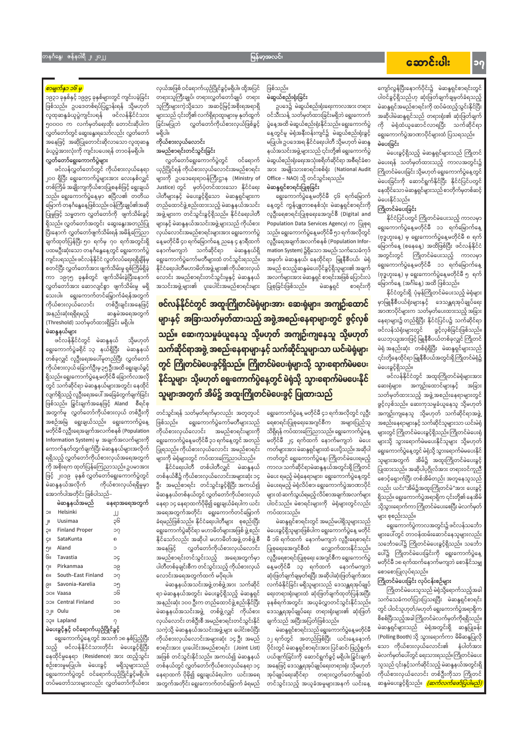*စာမျက်နှာ ၁၆ မှ*

၁၉၃၁ ခုနှစ်နှင့် ၁၉၉၄ ခုနှစ်များတွင် ကျင်းပခဲ့ခြင်း ဖြစ်သည်။ ဥပဒေတစ်ရပ်ပြဋ္ဌာန်းရန် သို့မဟုတ် လူထုဆန္ဒခံယူပွဲကျင်းပရန် ဖင်လန်နိုင်ငံသား ၅၀၀၀၀ က လက်မှတ်ရေးထိုး တောင်းဆိုပါက လွှတ်တော်တွင် ဆွေးနွေးရသော်လည်း လွှတ်တော် အနေဖြင့် အတည်ပြုပေးရန်ဆိုလာသော လူထုဆန္ဒ ခံယူပွဲအားလုံးကို ကျင်းပပေးရန် တာဝန်မရှိပါ။

## လွှတ်တော်ရွေးကောက်ပွဲများ

ဖင်လန်လွှတ်တော်တွင် ကိုယ်စားလှယ်နေရာ ၂၀၀ ရှိပြီး ရွေးကောက်ပွဲများအား လေးနှစ်လျှင် တစ်ကြိမ် အချိုးကျကိုယ်စားပြုစနစ်ဖြင့် ရွေးချယ်သည်။ ရွေးကောက်ပွဲနေ့မှာ ဧပြီလ၏ တတိယ မြောက် တနင်္ဂနွေနေ့ဖြစ်သည်။ ဝန်ကြီးချုပ်၏အဆို ပြုချက်ဖြင့် သမ္မတက လွှတ်တော်ကို ဖျက်သိမ်းခွင့် ရှိသည်။ လွှတ်တော်အတွင်း ဆွေးနွေးမှုပြုလုပ် ပြီးနောက် လွှတ်တော်ဖျက်သိမ်းရန် အမိန့်ကြေညာ ချက်ထုတ်ပြန်ပြီး ၅၀ ရက်မှ ၇၀ ရက်အတွင်း၌ ပထမဦးဆုံးသော တနင်္ဂနွေနေ့တွင် ရွေးကောက်ပွဲ ကျင်းပရသည်။ ဖင်လန်နိုင်ငံ လွတ်လပ်ရေးရရှိချိန်မှ စတင်ပြီး လွှတ်တော်အား ဖျက်သိမ်းမှု ရှစ်ကြိမ်ရှိခဲ့ ကာ ၁၉၇၅ ခုနှစ်တွင် ဖျက်သိမ်းခဲ့ပြီးနောက် လွှတ်တော်အား ဆောလျင်စွာ ဖျက်သိမ်းမှု မရှိ သေးပါ။ ရွေးကောက်တင်မြှောက်ခံရန်အတွက် ကိုယ်စားလှယ်လောင်း တစ်ဦးချင်းအနေဖြင့် အနည်းဆုံးရရှိရမည့် ဆန္ဒမဲအရေအတွက် (Threshold) သတ်မှတ်ထားရှိခြင်း မရှိပါ။

## မဲဆန္ဒနယ်များ

ဖင်လန်နိုင်ငံတွင် မဲဆန္ဒနယ် သို့မဟုတ် ရွေးကောက်ပွဲခရိုင် ၁၃ နယ်ရှိပြီး မဲဆန္ဒနယ် တစ်ခုလျှင် လူဦးရေအပေါ် မူတည်ပြီး လွှတ်တော် ကိုယ်စားလှယ် ခြောက်ဦးမှ ၃၅ ဦးအထိ ရွေးချယ်ခွင့် ရှိသည်။ ရွေးကောက်ပွဲနေ့မတိုင်မီ ခြောက်လအလိုတွင် သက်ဆိုင်ရာ မဲဆန္ဒနယ်များအတွင်း နေထိုင် လျက်ရှိသည့် လူဦးရေအပေါ် အခြေခံတွက်ချက်ခြင်း ဖြစ်သည်။ ခြွင်းချက်အနေဖြင့် Aland စီရင်စု အတွက်မှု လွှတ်တော်ကိုယ်စားလှယ် တစ်ဦးကို အစဉ်အမြဲ ရွေးချယ်သည်။ ရွေးကောက်ပွဲနေ့ မတိုင်မီ လူဦးရေအချက်အလက်စနစ် (Population Information System) မှ အချက်အလက်များကို ကောက်နုတ်တွက်ချက်ပြီး မဲဆန္ဒနယ်များအလိုက် ရရှိသည့် လွှတ်တော်ကိုယ်စားလှယ်အရေအတွက် ကို အစိုးရက ထုတ်ပြန်ကြေညာသည်။ ဥပမာအား ဖြင့် ၂၀၁၉ ခုနှစ် လွှတ်တော်ရွေးကောက်ပွဲတွင် မဲဆန္ဒနယ်အလိုက် ကိုယ်စားလှယ်ရရှိမှုမှာ အောက်ပါအတိုင်း ဖြစ်ပါသည်-

| မဲဆန္ဒနယ်အမည် | နေရာအရေအတွက် |
|---|---|
| ၁။ Helsinki | ၂၂ |
| ၂။ Uusimaa | ၃၆ |
| ၃။ Finland Proper | ၁၇ |
| ၄။ SataKunta | ၈ |
| ၅။ Aland | ၁ |
| ၆။ Tavastia | ၁၄ |
| ၇။ Pirkanmaa | ၁၉ |
| ၈။ South-East Finland | ၁၇ |
| ၉။ Savonia-Karelia | ၁၅ |
| ၁၀။ Vaasa | ၁၆ |
| ၁၁။ Central Finland | ၁၀ |
| ၁၂။ Oulu | ၁၈ |
| ၁၃။ Lapland | ၇ |

## မဲပေးခွင့်နှင့် ဝင်ရောက်ယှဉ်ပြိုင်ခွင့်

ရွေးကောက်ပွဲနေ့တွင် အသက် ၁၈ နှစ်ပြည့်ပြီး သည့် ဖင်လန်နိုင်ငံသားတိုင်း မဲပေးခွင့်ရှိပြီး နေထိုင်မှုနေရာ (Residence) အား ထည့်သွင်း စဉ်းစားမှုမပြုပါ။ မဲပေးခွင့် မရှိသူများသည် ရွေးကောက်ပွဲတွင် ဝင်ရောက်ယှဉ်ပြိုင်ခွင့်မရှိပါ။ တပ်မတော်သားများလည်း လွှတ်တော်ကိုယ်စား လှယ်အဖြစ် ဝင်ရောက်ယှဉ်ပြိုင်ခွင့်မရှိပါ။ ထို့အပြင် တရားသူကြီးချုပ်၊ တရားလွှတ်တော်ချုပ် တရား သူကြီးများကဲ့သို့သော အဆင့်မြင့်အစိုးရရာထူး များသည် ၎င်းတို့၏ လက်ရှိရာထူးများမှ နုတ်ထွက် ခြင်းမပြုဘဲ လွှတ်တော်ကိုယ်စားလှယ်ဖြစ်ခွင့် မရှိပါ။

## ကိုယ်စားလှယ်လောင်း အမည်စာရင်းတင်သွင်းခြင်း

လွှတ်တော်ရွေးကောက်ပွဲတွင် ဝင်ရောက် ယှဉ်ပြိုင်ရန် ကိုယ်စားလှယ်လောင်းအမည်စာရင်း များကို ဥပဒေရေးရာဝန်ကြီးဌာန (Ministry of Justice) တွင် မှတ်ပုံတင်ထားသော နိုင်ငံရေး ပါတီများနှင့် မဲပေးခွင့်ရှိသော မဲဆန္ဒရှင်များက တည်ထောင်ဖွဲ့စည်းထားသည့် မဲဆန္ဒနယ်အသင်း အဖွဲ့များက တင်သွင်းခွင့်ရှိသည်။ နိုင်ငံရေးပါတီ များနှင့် မဲဆန္ဒနယ်အသင်းအဖွဲ့များသည် ကိုယ်စား လှယ်လောင်းအမည်စာရင်းများအား ရွေးကောက်ပွဲ နေ့မတိုင်မီ ၄၀ ရက်မြောက်နေ့ ညနေ ၄ နာရီထက် နောက်မကျဘဲ သက်ဆိုင်ရာ မဲဆန္ဒနယ်ရှိ ရွေးကောက်ပွဲကော်မတီများထံ တင်သွင်းရသည်။ နိုင်ငံရေးပါတီမဟာမိတ်အဖွဲ့များ၏ ကိုယ်စားလှယ် လောင်း အမည်စာရင်းတင်သွင်းမှုနှင့် မဲဆန္ဒနယ် အသင်းအဖွဲ့များ၏ ပူးပေါင်းအမည်စာရင်းများ တင်သွင်းရန် သတ်မှတ်ရက်မှာလည်း အတူတူပင် ဖြစ်သည်။ ရွေးကောက်ပွဲကော်မတီများက ကိုယ်စားလှယ်လောင်း အမည်စာရင်းများကို ရွေးကောက်ပွဲနေ့မတိုင်မီ ၃၁ ရက်မြောက်နေ့တွင် အတည် ပြုရသည်။ ကိုယ်စားလှယ်လောင်း အမည်စာရင်း များကို မဲရုံများတွင် ကပ်ထားကြေညာပါသည်။

နိုင်ငံရေးပါတီ တစ်ပါတီလျှင် မဲဆန္ဒနယ် တစ်ခုစီ၌ ကိုယ်စားလှယ်လောင်းအများဆုံး ၁၄ ဦး အမည်စာရင်း တင်သွင်းခွင့်ရှိပြီး အကယ်၍ မဲဆန္ဒနယ်တစ်ခုတွင် လွှတ်တော်ကိုယ်စားလှယ် နေရာ ၁၄ နေရာထက်ပိုမို၍ ရွေးချယ်ခံရပါက ယင်း အရေအတွက်အတိုင်း ရွေးကောက်တင်မြှောက် ခံရမည်ဖြစ်သည်။ နိုင်ငံရေးပါတီများ စုစည်းပြီး ရွေးကောက်ပွဲဆိုင်ရာ မဟာမိတ်များအဖြစ် ဖွဲ့စည်း နိုင်သော်လည်း အဆိုပါ မဟာမိတ်အဖွဲ့ တစ်ဖွဲ့စီ အနေဖြင့် လွှတ်တော်ကိုယ်စားလှယ်လောင်း အမည်စာရင်းတင်သွင်းသည့် အရေအတွက်မှာ ပါတီတစ်ခုချင်းစီက တင်သွင်းသည့် ကိုယ်စားလှယ် လောင်းအရေအတွက်ထက် မပိုရပါ။

မဲဆန္ဒနယ်အသင်းအဖွဲ့တစ်ဖွဲ့အား သက်ဆိုင် ရာ မဲဆန္ဒနယ်အတွင်း မဲပေးခွင့်ရှိသည့် မဲဆန္ဒရှင် အနည်းဆုံး ၁၀၀ ဦးက တည်ထောင်ဖွဲ့စည်းနိုင်ပြီး မဲဆန္ဒနယ်အသင်းအဖွဲ့ တစ်ဖွဲ့လျှင် ကိုယ်စား လှယ်လောင်း တစ်ဦးစီ အမည်စာရင်းတင်သွင်းနိုင် သကဲ့သို့ မဲဆန္ဒနယ်အသင်းအဖွဲ့များ ပေါင်းစပ်ပြီး ကိုယ်စားလှယ်လောင်းအများဆုံး ၁၄ ဦး အမည် စာရင်းအား ပူးပေါင်းအမည်စာရင်း (Joint List) အဖြစ် တင်သွင်းနိုင်သည်။ အကယ်၍ မဲဆန္ဒနယ် တစ်ခုတွင် လွှတ်တော်ကိုယ်စားလှယ်နေရာ ၁၄ နေရာထက် ပိုမို၍ ရွေးချယ်ခံရပါက ယင်းအရေ အတွက်အတိုင်း ရွေးကောက်တင်မြှောက် ခံရမည် ဖြစ်သည်။

**ဖင်လန်နိုင်ငံတွင် အထူးကြိုတင်မဲရုံများအား ဆေးရုံများ၊ အကျဉ်းထောင် များနှင့် အခြားသတ်မှတ်ထားသည့် အဖွဲ့အစည်းနေရာများတွင် ဖွင့်လှစ် သည်။ ဆေးကုသမှုခံယူနေသူ သို့မဟုတ် အကျဉ်းကျနေသူ သို့မဟုတ် သက်ဆိုင်ရာအဖွဲ့ အစည်းနေရာများနှင့် သက်ဆိုင်သူများသာ ယင်းမဲရုံများ တွင် ကြိုတင်မဲပေးခွင့်ရှိသည်။ ကြိုတင်မဲပေးရုံများသို့ သွားရောက်မဲမပေး နိုင်သူများ သို့မဟုတ် ရွေးကောက်ပွဲနေ့တွင် မဲရုံသို့ သွားရောက်မဲမပေးနိုင် သူများအတွက် အိမ်၌ အထူးကြိုတင်မဲပေးခွင့် ပြုထားသည်**

## မဲဆွယ်စည်းရုံးခြင်း

ဥပဒေ၌ မဲဆွယ်စည်းရုံးရေးကာလအား တရား ဝင်သတ်မှတ်ထားခြင်းမရှိဘဲ ရွေးကောက် ပွဲနေ့အထိ မဲဆွယ်စည်းရုံးနိုင်သည်။ ရွေးကောက်ပွဲ နေ့တွင်မူ မဲရုံအနီးဝန်းကျင်၌ မဲဆွယ်စည်းရုံးခွင့် မပြုပါ။ ဥပဒေအရ နိုင်ငံရေးပါတီ သို့မဟုတ် မဲဆန္ဒ နယ်အသင်းအဖွဲ့များသည် ၎င်းတို့၏ ရွေးကောက်ပွဲ မဲဆွယ်စည်းရုံးရေးအသုံးစရိတ်ဆိုင်ရာ အစီရင်ခံစာ အား အမျိုးသားစာရင်းစစ်ရုံး (National Audit Office – NAO) သို့ တင်သွင်းရသည်။

## မဲဆန္ဒရှင်စာရင်းပြုစုခြင်း

ရွေးကောက်ပွဲနေ့မတိုင်မီ ၄၆ ရက်မြောက် နေ့တွင် ကွန်ပျူတာစနစ်သုံး မဲဆန္ဒရှင်စာရင်းကို လူဦးရေစာရင်းပြုစုရေးအေဂျင်စီ (Digital and Population Data Services Agency) က ပြုစု သည်။ ရွေးကောက်ပွဲနေ့မတိုင်မီ ၅၁ ရက်အလိုတွင် လူဦးရေအချက်အလက်စနစ် (Population Information System) ၌ရှိသော အမည်၊ သက်သေခံကုဒ် အမှတ်၊ မဲဆန္ဒနယ်၊ နေထိုင်ရာ မြူနီစီပယ်၊ မဲရုံ အမည် စသည့်ဆန္ဒမဲပေးပိုင်ခွင့်ရှိသူများ၏ အချက် အလက်များအား မဲဆန္ဒရှင် စာရင်းအဖြစ် ပြောင်းလဲ ပြုစုခြင်းဖြစ်သည်။ မဲဆန္ဒရှင် စာရင်းကို ရွေးကောက်ပွဲနေ့ မတိုင်မီ ၄၁ ရက်အလိုတွင် လူဦး ရေစာရင်းပြုစုရေးအေဂျင်စီက အများပြည်သူ သိရှိရန် ကပ်ထားကြေညာသည်။ ရွေးကောက်ပွဲနေ့ မတိုင်မီ ၂၄ ရက်ထက် နောက်မကျဘဲ မဲပေး ပိုင်ခွင့်ကတ်များအား မဲဆန္ဒရှင်များထံ ပေးပို့သည်။ အဆိုပါ ကတ်တွင် ရွေးကောက်ပွဲနေ့၊ ကြိုတင်မဲပေးရမည့် ကာလ၊ သက်ဆိုင်ရာမဲဆန္ဒနယ်အတွင်းရှိ ကြိုတင် မဲပေး ရမည့် မဲရုံနေရာများ၊ ရွေးကောက်ပွဲနေ့တွင် မဲပေးရမည့် မဲရုံလိပ်စာ၊ ရွေးကောက်ပွဲအာဏာပိုင် များထံ ဆက်သွယ်ရမည့် လိပ်စာအချက်အလက်များ ပါဝင်သည်။ မဲစာရင်းများကို မဲရုံများတွင်လည်း ကပ်ထားသည်။

မဲဆန္ဒရှင်စာရင်းတွင် အမည်မပါရှိသူများသည် ရွေးကောက်ပွဲနေ့ မတိုင်မီ ၁၆ ရက်ထက် နောက်မကျဘဲ လူဦးရေစာရင်း ပြုစုရေးအေဂျင်စီထံ လျှောက်ထားနိုင်သည်။ လူဦးရေစာရင်းပြုစုရေး အေဂျင်စီက ရွေးကောက်ပွဲ နေ့မတိုင်မီ ၁၃ ရက်ထက် နောက်မကျဘဲ ဆုံးဖြတ်ချက်ချမှတ်ရပြီး အဆိုပါဆုံးဖြတ်ချက်အား လက်မခံနိုင်သူများက ဒေသန္တရအုပ်ချုပ် ရေးတရားရုံးများထံ ဆုံးဖြတ်ချက်ထုတ်ပြန်အပြီး ခုနစ်ရက်အတွင်း အယူခံဝင်ရောက်နိုင်သည်။ ဒေသန္တရအုပ်ချုပ်ရေး တရားရုံးများ၏ ဆုံးဖြတ် ချက်သည် အပြီးအပြတ်ဖြစ်သည်။

မဲဆန္ဒရှင်စာရင်းအား ရွေးကောက်ပွဲနေ့မတိုင်မီ ၁၂ ရက်တွင် အတည်ပြုဖြစ်ပြီး ယင်းနေ့နောက် ပိုင်းတွင် မဲဆန္ဒရှင်စာရင်းအား ပြင်ဆင်ခြင်း သို့မဟုတ် ပယ်ဖျက်ခြင်းကို ဆောင်ရွက်ခွင့် မရှိပါ။ ခြွင်းချက် အနေဖြင့် ဒေသန္တရအုပ်ချုပ်ရေးတရားရုံး သို့မဟုတ် အုပ်ချုပ်ရေးဆိုင်ရာ တရားလွှတ်တော်ချုပ်ထံ တင်သွင်းသည့် အယူခံအမှုများအနက် ယင်းနေ့ ကျော်လွန်ပြီးနောက်ပိုင်း၌ မဲဆန္ဒရှင်စာရင်းတွင် ပါဝင်ခွင့်ရှိသည်ဟု ဆုံးဖြတ်ချက်ချမှတ်ခံရသည့် မဲဆန္ဒရှင်အမည်စာရင်းကို ထပ်မံထည့်သွင်းနိုင်ပြီး အဆိုပါမဲဆန္ဒရှင်သည် တရားရုံး၏ ဆုံးဖြတ်ချက် ကို မဲရုံထံယူဆောင်လာရပြီး သက်ဆိုင်ရာ ရွေးကောက်ပွဲအဖွဲ့အထံ ပြသရသည်။

## မဲပေးခြင်း

မဲပေးခွင့်ရှိသည့် မဲဆန္ဒရှင်များသည် ကြိုတင် မဲပေးရန် သတ်မှတ်ထားသည့် ကာလအတွင်း၌ ကြိုတင်မဲပေးခြင်း သို့မဟုတ် ရွေးကောက်ပွဲနေ့တွင် မဲပေးခြင်းကို ဆောင်ရွက်နိုင်ပြီး နိုင်ငံပြင်ပတွင် နေထိုင်သော မဲဆန္ဒရှင်များသည် စာတိုက်မှတစ်ဆင့် မဲပေးနိုင်သည်။

## ကြိုတင်မဲပေးခြင်း

နိုင်ငံပြင်ပတွင် ကြိုတင်မဲပေးသည့် ကာလမှာ ရွေးကောက်ပွဲနေ့မတိုင်မီ ၁၁ ရက်မြောက်နေ့ (ဗုဒ္ဓဟူးနေ့) မှ ရွေးကောက်ပွဲနေ့မတိုင်မီ ၈ ရက် မြောက်နေ့ (စနေနေ့) အထိဖြစ်ပြီး ဖင်လန်နိုင်ငံ အတွင်းတွင် ကြိုတင်မဲပေးသည့် ကာလမှာ ရွေးကောက်ပွဲနေ့မတိုင်မီ ၁၁ ရက်မြောက်နေ့ (ဗုဒ္ဓဟူးနေ့) မှ ရွေးကောက်ပွဲနေ့မတိုင်မီ ၅ ရက် မြောက်နေ့ (အင်္ဂါနေ့) အထိ ဖြစ်သည်။

နိုင်ငံတွင်းရှိ ပုံမှန်ကြိုတင်မဲပေးသည့် မဲရုံများ မှာ မြူနီစီပယ်ရုံးများနှင့် ဒေသန္တရအုပ်ချုပ်ရေး အာဏာပိုင်များက သတ်မှတ်ပေးထားသည့် နေရာများ၌ တည်ရှိပြီး နိုင်ငံပြင်ပ၌ သက်ဆိုင်ရာ ဖင်လန်သံရုံးများတွင် ဖွင့်လှစ်ခြင်းဖြစ်သည်။ ယေဘုယျအားဖြင့် မြူနီစီပယ်တစ်ခုလျှင် ကြိုတင် မဲရုံ အနည်းဆုံး တစ်ရုံရှိပြီး မဲဆန္ဒရှင်များသည် ၎င်းတို့နေထိုင်ရာ မြူနီစီပယ်အတွင်းရှိ ကြိုတင်မဲရုံ၌ မဲပေးခွင့်ရှိသည်။

ဖင်လန်နိုင်ငံတွင် အထူးကြိုတင်မဲရုံများအား ဆေးရုံများ၊ အကျဉ်းထောင်များနှင့် အခြား သတ်မှတ်ထားသည့် အဖွဲ့အစည်းနေရာများတွင် ဖွင့်လှစ်သည်။ ဆေးကုသမှုခံယူနေသူ သို့မဟုတ် အကျဉ်းကျနေသူ သို့မဟုတ် သက်ဆိုင်ရာအဖွဲ့ အစည်းနေရာများနှင့် သက်ဆိုင်သူများသာ ယင်းမဲရုံ များတွင် ကြိုတင်မဲပေးခွင့်ရှိသည်။ ကြိုတင်မဲပေးရုံ များသို့ သွားရောက်မဲမပေးနိုင်သူများ သို့မဟုတ် ရွေးကောက်ပွဲနေ့တွင် မဲရုံသို့ သွားရောက်မဲမပေးနိုင် သူများအတွက် အိမ်၌ အထူးကြိုတင်မဲပေးခွင့် ပြုထားသည်။ အဆိုပါပုဂ္ဂိုလ်အား တရားဝင်ကူညီ စောင့်ရှောက်ပြီး တစ်အိမ်တည်း အတူနေသူသည် လည်း ယင်း"အိမ်၌အထူးကြိုတင်မဲ"အား ပေးခွင့် ရှိသည်။ ရွေးကောက်ပွဲအရာရှိက ၎င်းတို့၏ နေအိမ် သို့သွားရောက်ကာ ကြိုတင်မဲပေးစေပြီး မဲလက်မှတ် များ စုစည်းသည်။

ရွေးကောက်ပွဲကာလအတွင်း၌ ဖင်လန်သင်္ဘော များပေါ်တွင် တာဝန်ထမ်းဆောင်နေသူများလည်း သင်္ဘောပေါ်၌ ကြိုတင်မဲပေးခွင့်ရှိသည်။ သင်္ဘော ပေါ်၌ ကြိုတင်မဲပေးခြင်းကို ရွေးကောက်ပွဲနေ့ မတိုင်မီ ၁၈ ရက်ထက် နောက်မကျဘဲ စောနိုင်သမျှ စောစောပြုလုပ်ရသည်။

## ကြိုတင်မဲပေးခြင်း လုပ်ငန်းစဉ်များ

ကြိုတင်မဲပေးသူသည် မဲရုံသို့ရောက်ကာ မိမိ သက်သေခံကတ်ပြသရပြီး မဲဆန္ဒရှင်စာရင်း တွင် ပါဝင်ခြင်းရှိမရှိ ရွေးကောက်ပွဲအရာရှိက စိစစ်ပြီးသည့်အခါ ကြိုတင်မဲလက်မှတ်ကိုရရှိသည်။ မဲဆန္ဒရှင်များသည် မဲရုံအတွင်းရှိ ဆန္ဒမဲပေးခန်း (Polling Booth) သို့ သွားရောက်ကာ မိမိဆန္ဒပြုလို သော ကိုယ်စားလှယ်လောင်း၏ နံပါတ်အား မဲလက်မှတ်ပေါ်တွင် ရေးသားရသည်။ ကြိုတင်မဲပေး သူသည် ၎င်းနှင့်သက်ဆိုင်သည့် မဲဆန္ဒနယ်အတွင်းရှိ ကိုယ်စားလှယ်လောင်း တစ်ဦးဦးကိုသာ ကြိုတင် ဆန္ဒမဲပေးခွင့်ရှိသည်။ *(ဆက်လက်ဖော်ပြပါမည်)*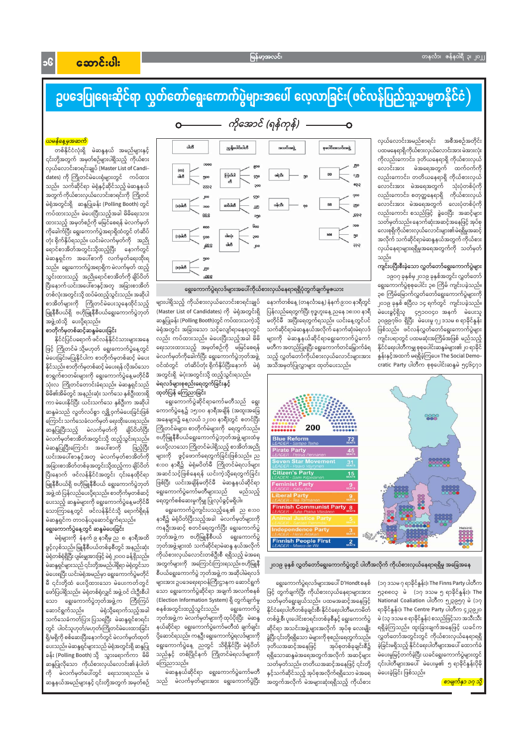# ဥပဒေပြုရေးဆိုင်ရာ လွှတ်တော်ရွေးကောက်ပွဲများအပေါ် လေ့လာခြင်း(ဖင်လန်ပြည်သူ့သမ္မတနိုင်ငံ)

**ကိုအောင် (ရန်ကုန်)**

*ယမန်နေ့မှအဆက်*

တစ်နိုင်ငံလုံးရှိ မဲဆန္ဒနယ် အမည်များနှင့် ၎င်းတို့အတွက် အမှတ်စဉ်များပါရှိသည့် ကိုယ်စားလှယ်လောင်းစာရင်းချုပ် (Master List of Candidates) ကို ကြိုတင်မဲပေးရုံများတွင် ကပ်ထားသည်။ သက်ဆိုင်ရာ မဲရုံနှင့်ဆိုင်သည့် မဲဆန္ဒနယ်အတွက် ကိုယ်စားလှယ်လောင်းစာရင်းကို ကြိုတင်မဲရုံအတွင်းရှိ ဆန္ဒပြုခန်း (Polling Booth) တွင် ကပ်ထားသည်။ မဲပေးပြီးသည့်အခါ မိမိရေးသားထားသည့် အမှတ်စဉ်ကို မမြင်စေရန် မဲလက်မှတ်ကိုခေါက်ပြီး ရွေးကောက်ပွဲအရာရှိထံတွင် တံဆိပ်တုံး ရိုက်နှိပ်ရသည်။ ယင်းမဲလက်မှတ်ကို အညိုရောင်စာအိတ်အတွင်းသို့ထည့်ပြီး နောက်တွင် မဲဆန္ဒရှင်က အပေါ်စာကို လက်မှတ်ရေးထိုးရသည်။ ရွေးကောက်ပွဲအရာရှိက မဲလက်မှတ် ထည့်သွင်းထားသည့် အညိုရောင်စာအိတ်ကို ချိပ်ပိတ်ပြီးနောက် ယင်းအပေါ်စာနှင့်အတူ အခြားစာအိတ်တစ်လုံးအတွင်းသို့ ထပ်မံထည့်သွင်းသည်။ အဆိုပါစာအိတ်များကို ကြိုတင်မဲပေးသူနေထိုင်သည့် မြူနီစီပယ်ရှိ ဗဟိုမြူနီစီပယ်ရွေးကောက်ပွဲဘုတ်အဖွဲ့ထံသို့ ပေးပို့ရသည်။

## စာတိုက်မှတစ်ဆင့်မဲပေးခြင်း

နိုင်ငံပြင်ပရောက် ဖင်လန်နိုင်ငံသားများအနေဖြင့် ကြိုတင်မဲ သို့မဟုတ် ရွေးကောက်ပွဲနေ့တွင် မဲပေးခြင်းမပြုနိုင်ပါက စာတိုက်မှတစ်ဆင့် မဲပေးနိုင်သည်။ စာတိုက်မှတစ်ဆင့်မဲပေးရန် လိုအပ်သော စာရွက်စာတမ်းများကို ရွေးကောက်ပွဲနေ့မတိုင်မီ သုံးလ ကြိုတင်တောင်းခံရသည်။ မဲဆန္ဒရှင်သည် မိမိ၏အိမ်တွင် အနည်းဆုံး သက်သေ နှစ်ဦးထားရှိကာ မဲပေးနိုင်ပြီး ယင်းသက်သေ နှစ်ဦးက အဆိုပါ ဆန္ဒမဲသည် လွတ်လပ်စွာ လျှို့ဝှက်မဲပေးခြင်းဖြစ်ကြောင်း သက်သေခံလက်မှတ် ရေးထိုးပေးရသည်။ ဆန္ဒပြုပြီးသည့် မဲလက်မှတ်ကို ချိပ်ပိတ်ပြီး မဲလက်မှတ်စာအိတ်အတွင်းသို့ ထည့်သွင်းရသည်။ မဲဆန္ဒပြုပြီးကြောင်း အပေါ်စာကို ဖြည့်ပြီး ယင်းအပေါ်စာနှင့်အတူ မဲလက်မှတ်စာအိတ်ကို အခြားစာအိတ်တစ်ခုအတွင်းသို့ထည့်ကာ ချိပ်ပိတ်ပြီးနောက် ဖင်လန်နိုင်ငံအတွင်း ၎င်းနေထိုင်ရာ မြူနီစီပယ်ရှိ ဗဟိုမြူနီစီပယ် ရွေးကောက်ပွဲဘုတ်အဖွဲ့ထံ ပြန်လည်ပေးပို့ရသည်။ စာတိုက်မှတစ်ဆင့် ပေးသည့် ဆန္ဒမဲများကို ရွေးကောက်ပွဲနေ့မတိုင်မီ သောကြာနေ့တွင် ဖင်လန်နိုင်ငံသို့ ရောက်ရှိရန် မဲဆန္ဒရှင်က တာဝန်ယူဆောင်ရွက်ရသည်။

## ရွေးကောက်ပွဲနေ့တွင် ဆန္ဒမဲပေးခြင်း

မဲရုံများကို နံနက် ၉ နာရီမှ ည ၈ နာရီအထိ ဖွင့်လှစ်သည်။ မြူနီစီပယ်တစ်ခုစီတွင် အနည်းဆုံး မဲရုံတစ်ရုံရှိပြီး ပျမ်းမျှအားဖြင့် မဲရုံ ၂၀၀၀ ခန့်ရှိသည်။ မဲဆန္ဒရှင်များသည် ၎င်းတို့အမည်ပါရှိရာ မဲရုံတွင်သာ မဲပေးရပြီး မဲပေးရမည့်မဲရုံမှာ ရွေးကောက်ပွဲနေ့မတိုင်မီ ၎င်းတို့ထံ ပေးပို့ထားသော မဲပေးကတ်တွင် ဖော်ပြပါရှိသည်။ မဲရုံတစ်ရုံလျှင် အဖွဲ့ဝင် ငါးဦးစီပါသော ရွေးကောက်ပွဲဘုတ်အဖွဲ့က ကြီးကြပ်ဆောင်ရွက်သည်။ မဲရုံသို့ရောက်သည့်အခါ သက်သေခံကတ်ပြား ပြသရပြီး မဲဆန္ဒရှင်စာရင်းတွင် ပါဝင်ခြင်း/မပါဝင်ခြင်း၊ ကြိုတင်မဲပေးထားခြင်း ရှိ/မရှိကို စစ်ဆေးပြီးနောက်တွင် မဲလက်မှတ်ထုတ်ပေးသည်။ မဲဆန္ဒရှင်များသည် မဲရုံအတွင်းရှိ ဆန္ဒပြုခန်း (Polling Booth) သို့ သွားရောက်ကာ မိမိဆန္ဒပြုလိုသော ကိုယ်စားလှယ်လောင်း၏ နံပါတ်ကို မဲလက်မှတ်ပေါ်တွင် ရေးသားရသည်။ မဲဆန္ဒနယ်အမည်များနှင့် ၎င်းတို့အတွက် အမှတ်စဉ်များပါရှိသည့် ကိုယ်စားလှယ်လောင်းစာရင်းချုပ် (Master List of Candidates) ကို မဲရုံအတွင်းရှိ ဆန္ဒပြုခန်း (Polling Booth)တွင် ကပ်ထားသည့်အပြင် မဲရုံအတွင်း အခြားသော သင့်လျော်ရာနေရာတွင်လည်း ကပ်ထားသည်။ မဲပေးပြီးသည့်အခါ မိမိ ရေးသားထားသည့် အမှတ်စဉ်ကို မမြင်စေရန် မဲလက်မှတ်ကိုခေါက်ပြီး ရွေးကောက်ပွဲဘုတ်အဖွဲ့ဝင်ထံတွင် တံဆိပ်တုံး ရိုက်နှိပ်ပြီးနောက် မဲပုံးအတွင်းသို့ ထည့်သွင်းရသည်။

ပါတီ
ညွှန့်ပေါင်းပါတီ
အသင်းအဖွဲ့
စုပေါင်းအသင်းအဖွဲ့

ရွေးကောက်ပွဲရလဒ်များအပေါ်ကိုယ်စားလှယ်နေရာရရှိပုံတွက်ချက်မှုပုံစံ

## မဲရလဒ်များစုစည်းရေတွက်ခြင်းနှင့် ထုတ်ပြန်ကြေညာခြင်း

ရွေးကောက်ပွဲဆိုင်ရာကော်မတီသည် ရွေးကောက်ပွဲနေ့၌ ၁၅:၀၀ နာရီချိန် (အထူးအခြေအနေများတွင် နေ့လယ် ၁၂:၀၀ နာရီ)တွင် စတင်ပြီး ကြိုတင်မဲများ၊ စာတိုက်မဲများကို ရေတွက်သည်။ ဗဟိုမြူနီစီပယ်ရွေးကောက်ပွဲဘုတ်အဖွဲ့များထံမှ ပေးပို့လာသော ကြိုတင်မဲပါရှိသည့် စာအိတ်အညိုများကို ဖွင့်ဖောက်ရေတွက်ခြင်းဖြစ်သည်။ ည ၈:၀၀ နာရီ၌ မဲရုံပိတ်ပြီး ကြိုတင်မဲရလဒ်များ အဆင်သင့်ဖြစ်နေရန် ယင်းကဲ့သို့ရေတွက်ခြင်းဖြစ်ပြီး ယင်းအချိန်မတိုင်မီ မဲဆန္ဒနယ်ဆိုင်ရာ ရွေးကောက်ပွဲကော်မတီများသည် မည်သည့် ရေတွက်စစ်ဆေးမှုကိုမျှ ပြုလုပ်ခွင့်မရှိပါ။

ရွေးကောက်ပွဲကျင်းပသည့်နေ့၏ ည ၈:၀၀ နာရီ၌ မဲရုံပိတ်ပြီးသည့်အခါ မဲလက်မှတ်များကို ကနဦးအနေဖြင့် စတင်ရေတွက်ပြီး ရွေးကောက်ပွဲဘုတ်အဖွဲ့က ဗဟိုမြူနီစီပယ် ရွေးကောက်ပွဲဘုတ်အဖွဲ့များထံ သက်ဆိုင်ရာမဲဆန္ဒနယ်အလိုက် ကိုယ်စားလှယ်လောင်းတစ်ဦးစီ ရရှိသည့်မဲအရေအတွက်များကို အကြောင်းကြားရသည်။ ဗဟိုမြူနီစီပယ်ရွေးကောက်ပွဲဘုတ်အဖွဲ့က အဆိုပါမဲရလဒ်များအား ဥပဒေရေးရာဝန်ကြီးဌာနက ဆောင်ရွက်သော ရွေးကောက်ပွဲဆိုင်ရာ အချက်အလက်စနစ် (Election Information System) ၏ တွက်ချက်မှုစနစ်အတွင်းသို့ ထည့်သွင်းရသည်။ ရွေးကောက်ပွဲဘုတ်အဖွဲ့က မဲလက်မှတ်များကို ထုပ်ပိုးပြီး မဲဆန္ဒနယ်ဆိုင်ရာ ရွေးကောက်ပွဲကော်မတီထံ ချက်ချင်းပို့ဆောင်ရသည်။ ကနဦး ရွေးကောက်ပွဲရလဒ်များကို ရွေးကောက်ပွဲနေ့ ညတွင် သိရှိနိုင်ပြီး မဲရုံပိတ်သည်နှင့် တစ်ပြိုင်နက် ကြိုတင်မဲရလဒ်များကို ကြေညာသည်။

မဲဆန္ဒနယ်ဆိုင်ရာ ရွေးကောက်ပွဲကော်မတီသည် မဲလက်မှတ်များအား ရွေးကောက်ပွဲပြီး နောက်တစ်နေ့ (တနင်္လာနေ့) နံနက် ၉:၀၀ နာရီတွင် ပြန်လည်ရေတွက်ပြီး ဗုဒ္ဓဟူးနေ့ ညနေ ၁၈:၀၀ နာရီ မတိုင်မီ အပြီးရေတွက်ရသည်။ ယင်းနေ့တွင်ပင် သက်ဆိုင်ရာမဲဆန္ဒနယ်အလိုက် နောက်ဆုံးမဲရလဒ်များကို မဲဆန္ဒနယ်ဆိုင်ရာရွေးကောက်ပွဲကော်မတီက အတည်ပြုပြီး ရွေးကောက်ပွဲတင်မြှောက်ခံရသည့် လွှတ်တော်ကိုယ်စားလှယ်လောင်းများအား အသိအမှတ်ပြုလွှာများ ထုတ်ပေးသည်။

200
Blue Reform — LEADER - Sampo Terho — 72 SEATS
Pirate Party — LEADER - Petrus Pennanen — 45 SEATS
Seven Star Movement — LEADER - Paavo Väyrynen — 31 SEATS
Citizen's Party — LEADER - Sami Kilpeläinen — 15 SEATS
Feminist Party — LEADER - Katju Aro — 9 SEATS
Liberal Party — LEADER - Tea Törmänen — 9 SEATS
Finnish Communist Party — LEADER - Juha-Pekka Väisänen — 8 SEATS
Animal Justice Party — LEADER - Saimi Pehkonen — 5 SEATS
Independence Party — LEADER - Hannu Alatalo — 3 SEATS
Finnish People First — LEADER - Marco de Wit — 2 SEATS
Helsinki

၂၀၁၉ ခုနှစ် လွှတ်တော်ရွေးကောက်ပွဲတွင် ပါတီအလိုက် ကိုယ်စားလှယ်နေရာရရှိမှု အခြေအနေ

ရွေးကောက်ပွဲရလဒ်များအပေါ် D'Hondt စနစ်ဖြင့် တွက်ချက်ပြီး ကိုယ်စားလှယ်နေရာများအား သတ်မှတ်ရွေးချယ်သည်။ ပထမအဆင့်အနေဖြင့် နိုင်ငံရေးပါတီတစ်ခုချင်းစီ၊ နိုင်ငံရေးပါတီမဟာမိတ်တစ်ဖွဲ့စီ၊ ပူးပေါင်းစာရင်းတစ်ခုစီနှင့် ရွေးကောက်ပွဲဆိုင်ရာ အသင်းအဖွဲ့များအလိုက် အုပ်စု လေးမျိုးခွဲပြီး ၎င်းတို့ရရှိသော မဲများကို စုစည်းရေတွက်သည်။ ဒုတိယအဆင့်အနေဖြင့် အုပ်စုတစ်ခုချင်းစီ၌ ရရှိသောဆန္ဒမဲအရေအတွက်အလိုက် အဆင့်များသတ်မှတ်သည်။ တတိယအဆင့်အနေဖြင့် ၎င်းတို့နှင့်သက်ဆိုင်ရာ အုပ်စုအလိုက်ရရှိသော မဲအရေအတွက်အပေါ် မဲအများဆုံးရရှိသည့် ကိုယ်စားလှယ်လောင်းအမည်စာရင်း အစီအစဉ်အတိုင်း ပထမနေရာရှိ ကိုယ်စားလှယ်လောင်းအား မဲအရေအတွက်များ အားလုံးကိုလည်းကောင်း၊ ဒုတိယနေရာရှိ ကိုယ်စားလှယ်လောင်းအား မဲအရေအတွက် ထက်ဝက်ကိုလည်းကောင်း၊ တတိယနေရာရှိ ကိုယ်စားလှယ်လောင်းအား မဲအရေအတွက် သုံးပုံတစ်ပုံကိုလည်းကောင်း၊ စတုတ္ထနေရာရှိ ကိုယ်စားလှယ်လောင်းအား မဲအရေအတွက် လေးပုံတစ်ပုံကိုလည်းကောင်း စသည်ဖြင့် ခွဲဝေပြီး အဆင့်သတ်မှတ်သည်။ နောက်ဆုံးအဆင့်အနေဖြင့် အုပ်စုလေးစုရှိ ကိုယ်စားလှယ်လောင်းများ၏ မဲရရှိမှုအဆင့်အလိုက် သက်ဆိုင်ရာမဲဆန္ဒနယ်အတွက် ကိုယ်စားလှယ်နေရာများရရှိမှုအရေအတွက်ကို သတ်မှတ်သည်။

## ကျင်းပပြီးစီးခဲ့သော လွှတ်တော်ရွေးကောက်ပွဲများ

၁၉၀၇ ခုနှစ်မှ ၂၀၁၉ ခုနှစ်အတွင်း လွှတ်တော်ရွေးကောက်ပွဲစုစုပေါင်း ၃၈ ကြိမ် ကျင်းပခဲ့သည်။ ၃၈ ကြိမ်မြောက်လွှတ်တော်ရွေးကောက်ပွဲများကို ၂၀၁၉ ခုနှစ် ဧပြီလ ၁၄ ရက်တွင် ကျင်းပခဲ့သည်။ မဲပေးခွင့်ရှိသူ ၄၅၁၀၀၄၀ အနက် မဲပေးသူ ၃၁၉၇၉၆၀ ရှိပြီး မဲပေးမှု ၇၂.၁ ရာခိုင်နှုန်း ဖြစ်သည်။ ဖင်လန်လွှတ်တော်ရွေးကောက်ပွဲများ ကျင်းပရာတွင် ပထမဆုံးအကြိမ်အဖြစ် မည်သည့် နိုင်ငံရေးပါတီကမျှ စုစုပေါင်းဆန္ဒမဲများ၏ ၂၀ ရာခိုင်နှုန်းနှင့်အထက် မရရှိခဲ့ကြပေ။ The Social Democratic Party ပါတီက စုစုပေါင်းဆန္ဒမဲ ၅၄၆၄၇၁ (၁၇.၇ ရာခိုင်နှုန်း)၊ The Finns Party ပါတီက ၅၃၈၈၀၅ မဲ (၁၇.၅ ရာခိုင်နှုန်း)၊ The National Coalition ပါတီက ၅၂၃၉၅၇ မဲ (၁၇ ရာခိုင်နှုန်း)၊ The Centre Party ပါတီက ၄၂၃၉၂၀ မဲ (၁၃.၈ ရာခိုင်နှုန်း) စသည်ဖြင့်သာ အသီးသီးရရှိခဲ့ကြသည်။ ထူးခြားချက်အနေဖြင့် ယခင်က လွှတ်တော်အတွင်းတွင် ကိုယ်စားလှယ်နေရာရရှိခြင်းမရှိသည့် နိုင်ငံရေးပါတီများအပေါ် ထောက်ခံမှုမြင့်တက်ခဲ့ပြီး ယခင်ရွေးကောက်ပွဲများတွင် ၎င်းတို့ပါတီများအပေါ် မဲပေးမှု၏ ၅ ရာခိုင်နှုန်းပိုမို မဲပေးခဲ့ခြင်း ဖြစ်သည်။

*စာမျက်နှာ ၁၇ သို့*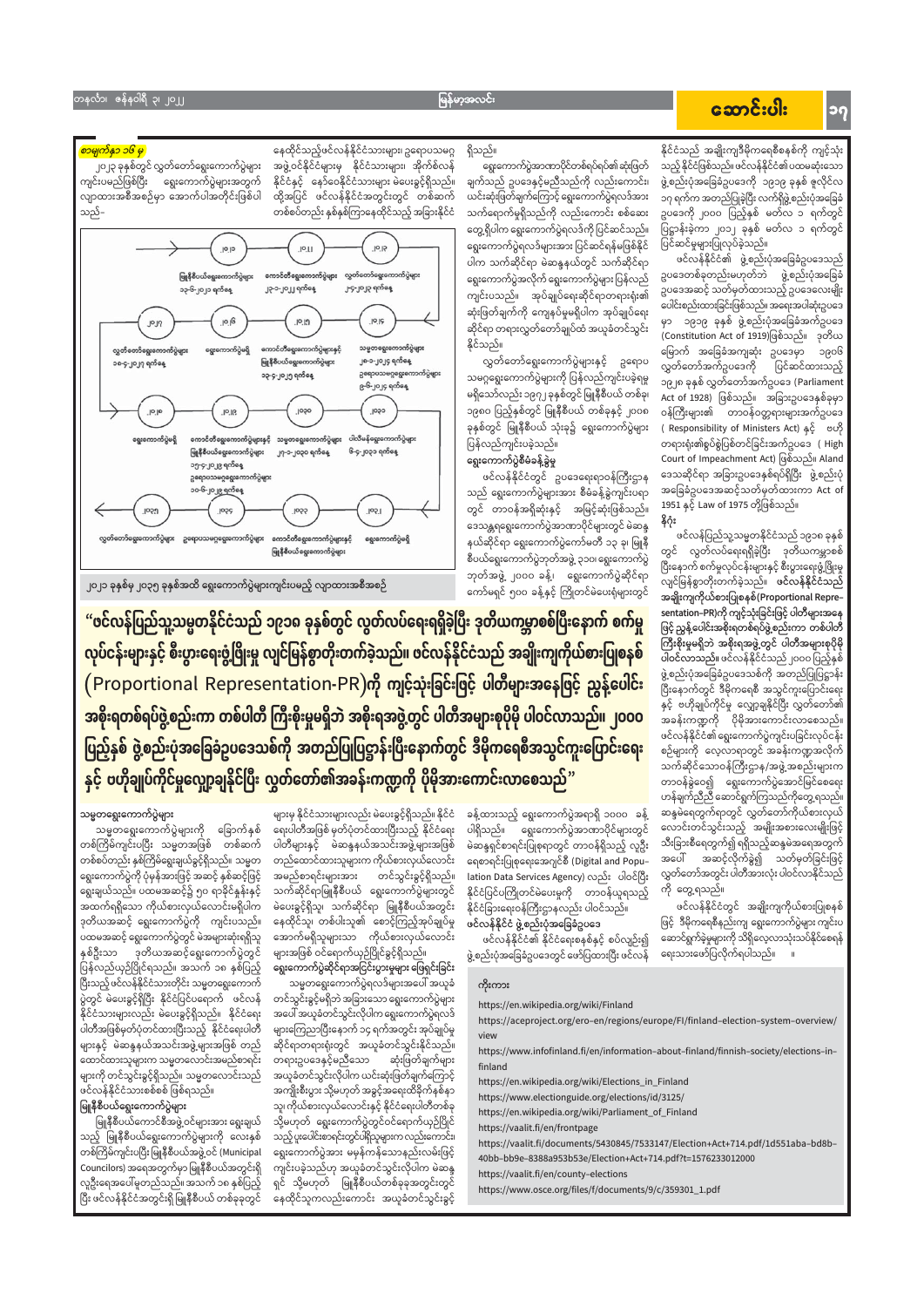စာမျက်နှာ ၁၆ မှ

၂၀၂၃ ခုနှစ်တွင် လွှတ်တော်ရွေးကောက်ပွဲများ ကျင်းပမည်ဖြစ်ပြီး ရွေးကောက်ပွဲများအတွက် လျာထားအစီအစဉ်မှာ အောက်ပါအတိုင်းဖြစ်ပါသည်-

၂၀၂၁
မြူနီစီပယ်ရွေးကောက်ပွဲများ ၁၃-၆-၂၀၂၁ ရက်နေ့
၂၀၂၂
ကောင်တီရွေးကောက်ပွဲများ ၂၃-၁-၂၀၂၂ ရက်နေ့
၂၀၂၃
လွှတ်တော်ရွေးကောက်ပွဲများ ၂-၄-၂၀၂၃ ရက်နေ့
၂၀၂၇
လွှတ်တော်ရွေးကောက်ပွဲများ ၁၈-၄-၂၀၂၇ ရက်နေ့
၂၀၂၆
ရွေးကောက်ပွဲမရှိ
၂၀၂၅
ကောင်တီရွေးကောက်ပွဲများနှင့် မြူနီစီပယ်ရွေးကောက်ပွဲများ ၁၃-၄-၂၀၂၅ ရက်နေ့
၂၀၂၄
သမ္မတရွေးကောက်ပွဲများ ၂၈-၁-၂၀၂၄ ရက်နေ့နှင့် ဥရောပသမဂ္ဂရွေးကောက်ပွဲများ ၉-၆-၂၀၂၄ ရက်နေ့
၂၀၂၈
ရွေးကောက်ပွဲမရှိ
၂၀၂၉
ကောင်တီရွေးကောက်ပွဲများနှင့် မြူနီစီပယ်ရွေးကောက်ပွဲများ ၁၅-၄-၂၀၂၉ ရက်နေ့ ဥရောပသမဂ္ဂရွေးကောက်ပွဲများ ၁၀-၆-၂၀၂၉ ရက်နေ့
၂၀၃၀
သမ္မတရွေးကောက်ပွဲများ ၂၇-၁-၂၀၃၀ ရက်နေ့
၂၀၃၁
ပါလီမန်ရွေးကောက်ပွဲများ ၆-၄-၂၀၃၁ ရက်နေ့
၂၀၃၅
လွှတ်တော်ရွေးကောက်ပွဲများ
၂၀၃၄
ဥရောပသမဂ္ဂရွေးကောက်ပွဲများ
၂၀၃၃
ကောင်တီရွေးကောက်ပွဲများနှင့် မြူနီစီပယ်ရွေးကောက်ပွဲများ
၂၀၃၂
ရွေးကောက်ပွဲမရှိ

၂၀၂၁ ခုနှစ်မှ ၂၀၃၅ ခုနှစ်အထိ ရွေးကောက်ပွဲများကျင်းပမည့် လျာထားအစီအစဉ်

### သမ္မတရွေးကောက်ပွဲများ

သမ္မတရွေးကောက်ပွဲများကို ခြောက်နှစ်တစ်ကြိမ်ကျင်းပပြီး သမ္မတအဖြစ် တစ်ဆက်တစ်စပ်တည်း နှစ်ကြိမ်ရွေးချယ်ခွင့်ရှိသည်။ သမ္မတရွေးကောက်ပွဲကို ပုံမှန်အားဖြင့် အဆင့် နှစ်ဆင့်ဖြင့် ရွေးချယ်သည်။ ပထမအဆင့်၌ ၅၀ ရာခိုင်နှုန်းနှင့် အထက်ရရှိသော ကိုယ်စားလှယ်လောင်းမရှိပါက ဒုတိယအဆင့် ရွေးကောက်ပွဲကို ကျင်းပသည်။ ပထမအဆင့် ရွေးကောက်ပွဲတွင် မဲအများဆုံးရရှိသူ နှစ်ဦးသာ ဒုတိယအဆင့်ရွေးကောက်ပွဲတွင် ပြန်လည်ယှဉ်ပြိုင်ရသည်။ အသက် ၁၈ နှစ်ပြည့်ပြီးသည့် ဖင်လန်နိုင်ငံသားတိုင်း သမ္မတရွေးကောက်ပွဲတွင် မဲပေးခွင့်ရှိပြီး နိုင်ငံခြားရောက် ဖင်လန်နိုင်ငံသားများလည်း မဲပေးခွင့်ရှိသည်။ နိုင်ငံရေးပါတီအဖြစ်မှတ်ပုံတင်ထားပြီးသည့် နိုင်ငံရေးပါတီများနှင့် မဲဆန္ဒနယ်အသင်းအဖွဲ့များအဖြစ် တည်ထောင်ထားသူများက သမ္မတလောင်းအမည်စာရင်းများကို တင်သွင်းခွင့်ရှိသည်။ သမ္မတလောင်းသည် ဖင်လန်နိုင်ငံသားစစ်စစ် ဖြစ်ရသည်။

### မြူနီစီပယ်ရွေးကောက်ပွဲများ

မြူနီစီပယ်ကောင်စီအဖွဲ့ဝင်များအား ရွေးချယ်သည့် မြူနီစီပယ်ရွေးကောက်ပွဲများကို လေးနှစ်တစ်ကြိမ်ကျင်းပပြီး မြူနီစီပယ်အဖွဲ့ဝင် (Municipal Councilors) အရေအတွက်မှာ မြူနီစီပယ်အတွင်းရှိ လူဦးရေအပေါ်မူတည်သည်။ အသက် ၁၈ နှစ်ပြည့်ပြီး ဖင်လန်နိုင်ငံအတွင်းရှိ မြူနီစီပယ် တစ်ခုခုတွင် နေထိုင်သည့်ဖင်လန်နိုင်ငံသားများ၊ ဥရောပသမဂ္ဂ အဖွဲ့ဝင်နိုင်ငံများမှ နိုင်ငံသားများ၊ အိုက်စ်လန်နိုင်ငံနှင့် နော်ဝေနိုင်ငံသားများ မဲပေးခွင့်ရှိသည်။ ထို့အပြင် ဖင်လန်နိုင်ငံအတွင်းတွင် တစ်ဆက်တစ်စပ်တည်း နှစ်နှစ်ကြာနေထိုင်သည့် အခြားနိုင်ငံများမှ နိုင်ငံသားများလည်း မဲပေးခွင့်ရှိသည်။ နိုင်ငံရေးပါတီအဖြစ် မှတ်ပုံတင်ထားပြီးသည့် နိုင်ငံရေးပါတီများနှင့် မဲဆန္ဒနယ်အသင်းအဖွဲ့များအဖြစ် တည်ထောင်ထားသူများက ကိုယ်စားလှယ်လောင်းအမည်စာရင်းများအား တင်သွင်းခွင့်ရှိသည်။ သက်ဆိုင်ရာမြူနီစီပယ် ရွေးကောက်ပွဲများတွင် မဲပေးခွင့်ရှိသူ၊ သက်ဆိုင်ရာ မြူနီစီပယ်အတွင်း နေထိုင်သူ၊ တစ်ပါးသူ၏ စောင့်ကြပ်အုပ်ချုပ်မှု အောက်မရှိသူများသာ ကိုယ်စားလှယ်လောင်းများအဖြစ် ဝင်ရောက်ယှဉ်ပြိုင်ခွင့်ရှိသည်။

### ရွေးကောက်ပွဲဆိုင်ရာအငြင်းပွားမှုများ ဖြေရှင်းခြင်း

သမ္မတရွေးကောက်ပွဲရလဒ်များအပေါ် အယူခံတင်သွင်းခွင့်မရှိဘဲ အခြားသော ရွေးကောက်ပွဲများအပေါ် အယူခံတင်သွင်းလိုပါက ရွေးကောက်ပွဲရလဒ်များကြေညာပြီးနောက် ၁၄ ရက်အတွင်း အုပ်ချုပ်မှုဆိုင်ရာတရားရုံးတွင် အယူခံတင်သွင်းနိုင်သည်။ တရားဥပဒေနှင့်မညီသော ဆုံးဖြတ်ချက်များကြောင့် အယူခံတင်သွင်းလိုပါက ယင်းဆုံးဖြတ်ချက်ကြောင့် အကျိုးစီးပွား သို့မဟုတ် အခွင့်အရေးထိခိုက်နစ်နာသူ၊ ကိုယ်စားလှယ်လောင်းနှင့် နိုင်ငံရေးပါတီတစ်ခုခု သို့မဟုတ် ရွေးကောက်ပွဲတွင်ဝင်ရောက်ယှဉ်ပြိုင်သည့်ပူးပေါင်းစာရင်းတွင်ပါရှိသူများက လည်းကောင်း၊ ရွေးကောက်ပွဲအား မမှန်ကန်သောနည်းလမ်းဖြင့် ကျင်းပခဲ့သည်ဟု အယူခံတင်သွင်းလိုပါက မဲဆန္ဒရှင် သို့မဟုတ် မြူနီစီပယ်တစ်ခုအတွင်းတွင် နေထိုင်သူကလည်းကောင်း အယူခံတင်သွင်းခွင့်ရှိသည်။

ရွေးကောက်ပွဲအာဏာပိုင်တစ်ရပ်ရပ်၏ဆုံးဖြတ်ချက်သည် ဥပဒေနှင့်မညီသည်ကို လည်းကောင်း၊ ယင်းဆုံးဖြတ်ချက်ကြောင့် ရွေးကောက်ပွဲရလဒ်အား သက်ရောက်မှုရှိသည်ကို လည်းကောင်း စစ်ဆေးတွေ့ရှိပါက ရွေးကောက်ပွဲရလဒ်ကို ပြင်ဆင်သည်။ ရွေးကောက်ပွဲရလဒ်များအား ပြင်ဆင်ရန်မဖြစ်နိုင်ပါက သက်ဆိုင်ရာ မဲဆန္ဒနယ်တွင် သက်ဆိုင်ရာ ရွေးကောက်ပွဲအလိုက် ရွေးကောက်ပွဲများပြန်လည်ကျင်းပသည်။ အုပ်ချုပ်ရေးဆိုင်ရာတရားရုံး၏ ဆုံးဖြတ်ချက်ကို ကျေနပ်မှုမရှိပါက အုပ်ချုပ်ရေးဆိုင်ရာ တရားလွှတ်တော်ချုပ်ထံ အယူခံတင်သွင်းနိုင်သည်။

လွှတ်တော်ရွေးကောက်ပွဲများနှင့် ဥရောပသမဂ္ဂရွေးကောက်ပွဲများကို ပြန်လည်ကျင်းပခဲ့ရမှု မရှိသော်လည်း ၁၉၇၂ ခုနှစ်တွင် မြူနီစီပယ် တစ်ခု၊ ၁၉၈၀ ပြည့်နှစ်တွင် မြူနီစီပယ် တစ်ခုနှင့် ၂၀၀၈ ခုနှစ်တွင် မြူနီစီပယ် သုံးခု၌ ရွေးကောက်ပွဲများ ပြန်လည်ကျင်းပခဲ့သည်။

### ရွေးကောက်ပွဲစီမံခန့်ခွဲမှု

ဖင်လန်နိုင်ငံတွင် ဥပဒေရေးရာဝန်ကြီးဌာနသည် ရွေးကောက်ပွဲများအား စီမံခန့်ခွဲကျင်းပရာတွင် တာဝန်အရှိဆုံးနှင့် အမြင့်ဆုံးဖြစ်သည်။ ဒေသန္တရရွေးကောက်ပွဲအာဏာပိုင်များတွင် မဲဆန္ဒနယ်ဆိုင်ရာ ရွေးကောက်ပွဲကော်မတီ ၁၃ ခု၊ မြူနီစီပယ်ရွေးကောက်ပွဲဘုတ်အဖွဲ့ ၃၁၀၊ ရွေးကောက်ပွဲဘုတ်အဖွဲ့ ၂၀၀၀ ခန့်၊ ရွေးကောက်ပွဲဆိုင်ရာ ကော်မရှင် ၅၀၀ ခန့်နှင့် ကြိုတင်မဲပေးရုံများတွင် ခန့်ထားသည့် ရွေးကောက်ပွဲအရာရှိ ၁၀၀၀ ခန့် ပါရှိသည်။ ရွေးကောက်ပွဲအာဏာပိုင်များတွင် မဲဆန္ဒရှင်စာရင်းပြုစုရာတွင် တာဝန်ရှိသည့် လူဦး ရေစာရင်းပြုစုရေးအေဂျင်စီ (Digital and Population Data Services Agency) လည်း ပါဝင်ပြီး နိုင်ငံခြားမဲပေးမှုကို တာဝန်ယူရသည့် နိုင်ငံခြားရေးဝန်ကြီးဌာနလည်း ပါဝင်သည်။

### ဖင်လန်နိုင်ငံ ဖွဲ့စည်းပုံအခြေခံဥပဒေ

ဖင်လန်နိုင်ငံ၏ နိုင်ငံရေးစနစ်နှင့် စပ်လျဉ်း၍ ဖွဲ့စည်းပုံအခြေခံဥပဒေတွင် ဖော်ပြထားပြီး ဖင်လန်နိုင်ငံသည် အချိုးကျဒီမိုကရေစီစနစ်ကို ကျင့်သုံးသည့် နိုင်ငံဖြစ်သည်။ ဖင်လန်နိုင်ငံ၏ ပထမဆုံးသော ဖွဲ့စည်းပုံအခြေခံဥပဒေကို ၁၉၁၉ ခုနှစ် ဇူလိုင်လ ၁၇ ရက်က အတည်ပြုခဲ့ပြီး လက်ရှိဖွဲ့စည်းပုံအခြေခံဥပဒေကို ၂၀၀၀ ပြည့်နှစ် မတ်လ ၁ ရက်တွင် ပြဋ္ဌာန်းခဲ့ကာ ၂၀၁၂ ခုနှစ် မတ်လ ၁ ရက်တွင် ပြင်ဆင်မှုများပြုလုပ်ခဲ့သည်။

ဖင်လန်နိုင်ငံ၏ ဖွဲ့စည်းပုံအခြေခံဥပဒေသည် ဥပဒေတစ်ခုတည်းမဟုတ်ဘဲ ဖွဲ့စည်းပုံအခြေခံဥပဒေအဆင့် သတ်မှတ်ထားသည့် ဥပဒေလေးမျိုးပေါင်းစည်းထားခြင်းဖြစ်သည်။ အရေးအပါဆုံးဥပဒေမှာ ၁၉၁၉ ခုနှစ် ဖွဲ့စည်းပုံအခြေခံအက်ဥပဒေ (Constitution Act of 1919)ဖြစ်သည်။ ဒုတိယမြောက် အခြေခံအကျဆုံး ဥပဒေမှာ ၁၉၀၆ လွှတ်တော်အက်ဥပဒေကို ပြင်ဆင်ထားသည့် ၁၉၂၈ ခုနှစ် လွှတ်တော်အက်ဥပဒေ (Parliament Act of 1928) ဖြစ်သည်။ အခြားဥပဒေနှစ်ခုမှာ ဝန်ကြီးများ၏ တာဝန်ဝတ္တရားများအက်ဥပဒေ ( Responsibility of Ministers Act) နှင့် ဗဟိုတရားရုံး၏စွပ်စွဲပြစ်တင်ခြင်းအက်ဥပဒေ ( High Court of Impeachment Act) ဖြစ်သည်။ Aland ဒေသဆိုင်ရာ အခြားဥပဒေနှစ်ရပ်ရှိပြီး ဖွဲ့စည်းပုံ အခြေခံဥပဒေအဆင့်သတ်မှတ်ထားကာ Act of 1951 နှင့် Law of 1975 တို့ဖြစ်သည်။

### နိဂုံး

ဖင်လန်ပြည်သူ့သမ္မတနိုင်ငံသည် ၁၉၁၈ ခုနှစ်တွင် လွတ်လပ်ရေးရရှိခဲ့ပြီး ဒုတိယကမ္ဘာစစ်ပြီးနောက် စက်မှုလုပ်ငန်းများနှင့် စီးပွားရေးဖွံ့ဖြိုးမှု လျင်မြန်စွာတိုးတက်ခဲ့သည်။ **ဖင်လန်နိုင်ငံသည် အချိုးကျကိုယ်စားပြုစနစ် (Proportional Representation-PR)ကို ကျင့်သုံးခြင်းဖြင့် ပါတီများအနေဖြင့် ညွန့်ပေါင်းအစိုးရတစ်ရပ်ဖွဲ့စည်းကာ တစ်ပါတီကြီးစိုးမှုမရှိဘဲ အစိုးရအဖွဲ့တွင် ပါတီအများစုပိုမို ပါဝင်လာသည်။** ဖင်လန်နိုင်ငံသည် ၂၀၀၀ ပြည့်နှစ် ဖွဲ့စည်းပုံအခြေခံဥပဒေသစ်ကို အတည်ပြုပြဋ္ဌာန်းပြီးနောက်တွင် ဒီမိုကရေစီ အသွင်ကူးပြောင်းရေးနှင့် ဗဟိုချုပ်ကိုင်မှု လျှော့ချနိုင်ပြီး လွှတ်တော်၏ အခန်းကဏ္ဍကို ပိုမိုအားကောင်းလာစေသည်။ ဖင်လန်နိုင်ငံ၏ ရွေးကောက်ပွဲကျင်းပခြင်းလုပ်ငန်းစဉ်များကို လေ့လာရာတွင် အခန်းကဏ္ဍအလိုက် သက်ဆိုင်သောဝန်ကြီးဌာန/အဖွဲ့အစည်းများက တာဝန်ခွဲဝေ၍ ရွေးကောက်ပွဲအောင်မြင်စေရေး ဟန်ချက်ညီညီ ဆောင်ရွက်ကြသည်ကိုတွေ့ရသည်။ ဆန္ဒမဲရေတွက်ရာတွင် လွှတ်တော်ကိုယ်စားလှယ်လောင်းတင်သွင်းသည့် အမျိုးအစားလေးမျိုးဖြင့် သီးခြားစီရေတွက်၍ ရရှိသည့်ဆန္ဒမဲအရေအတွက် အပေါ် အခြေပြုလိုက်ခဲ့၍ သတ်မှတ်ခြင်းဖြင့် လွှတ်တော်အတွင်း ပါတီအားလုံး ပါဝင်လာနိုင်သည်ကို တွေ့ရသည်။

ဖင်လန်နိုင်ငံတွင် အချိုးကျကိုယ်စားပြုစနစ်ဖြင့် ဒီမိုကရေစီနည်းကျ ရွေးကောက်ပွဲများ ကျင်းပဆောင်ရွက်ခဲ့မှုများကို သိရှိလေ့လာသုံးသပ်နိုင်စေရန် ရေးသားဖော်ပြလိုက်ရပါသည်။ ။

"ဖင်လန်ပြည်သူ့သမ္မတနိုင်ငံသည် ၁၉၁၈ ခုနှစ်တွင် လွတ်လပ်ရေးရရှိခဲ့ပြီး ဒုတိယကမ္ဘာစစ်ပြီးနောက် စက်မှုလုပ်ငန်းများနှင့် စီးပွားရေးဖွံ့ဖြိုးမှု လျင်မြန်စွာတိုးတက်ခဲ့သည်။ ဖင်လန်နိုင်ငံသည် အချိုးကျကိုယ်စားပြုစနစ် (Proportional Representation-PR)ကို ကျင့်သုံးခြင်းဖြင့် ပါတီများအနေဖြင့် ညွန့်ပေါင်း အစိုးရတစ်ရပ်ဖွဲ့စည်းကာ တစ်ပါတီ ကြီးစိုးမှုမရှိဘဲ အစိုးရအဖွဲ့တွင် ပါတီအများစုပိုမို ပါဝင်လာသည်။ ၂၀၀၀ ပြည့်နှစ် ဖွဲ့စည်းပုံအခြေခံဥပဒေသစ်ကို အတည်ပြုပြဋ္ဌာန်းပြီးနောက်တွင် ဒီမိုကရေစီအသွင်ကူးပြောင်းရေးနှင့် ဗဟိုချုပ်ကိုင်မှုလျှော့ချနိုင်ပြီး လွှတ်တော်၏အခန်းကဏ္ဍကို ပိုမိုအားကောင်းလာစေသည်"

**ကိုးကား**

- https://en.wikipedia.org/wiki/Finland
- https://aceproject.org/ero-en/regions/europe/FI/finland-election-system-overview/view
- https://www.infofinland.fi/en/information-about-finland/finnish-society/elections-in-finland
- https://en.wikipedia.org/wiki/Elections_in_Finland
- https://www.electionguide.org/elections/id/3125/
- https://en.wikipedia.org/wiki/Parliament_of_Finland
- https://vaalit.fi/en/frontpage
- https://vaalit.fi/documents/5430845/7533147/Election+Act+714.pdf/1d551aba-bd8b-40bb-bb9e-8388a953b53e/Election+Act+714.pdf?t=1576233012000
- https://vaalit.fi/en/county-elections
- https://www.osce.org/files/f/documents/9/c/359301_1.pdf